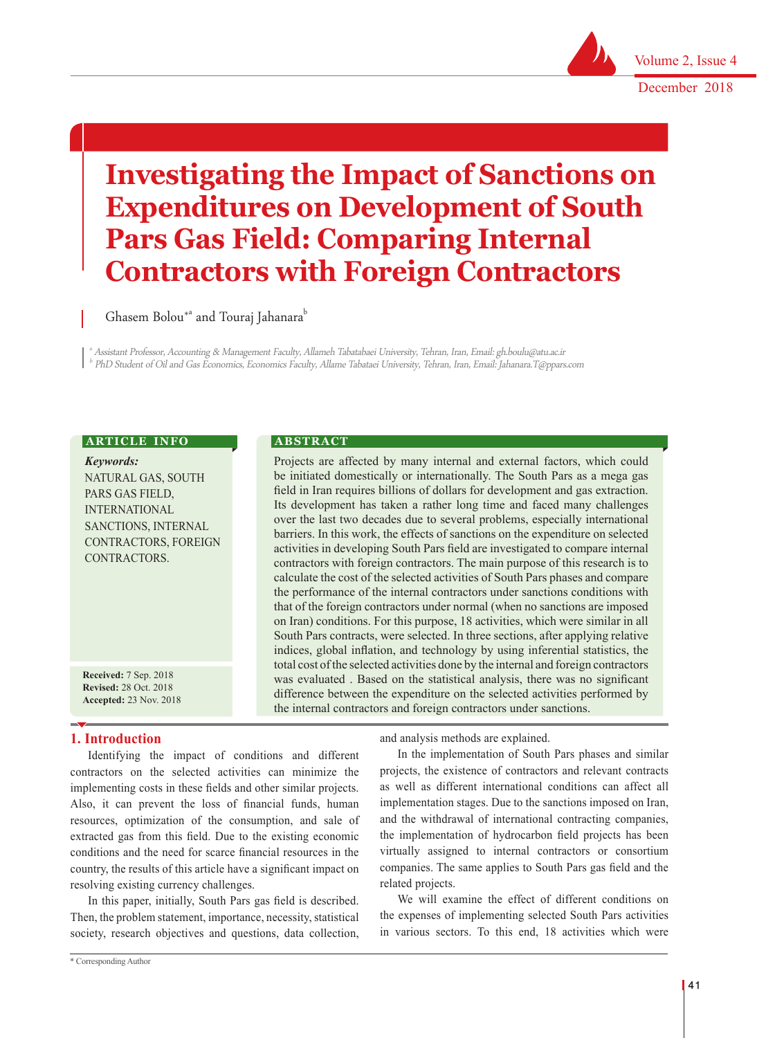# Investigating the Impact of Sanctions on Expenditures on Development of South Pars Gas Field: Comparing Internal Contractors with Foreign Contractors

Ghasem Bolou*[a] and Touraj Jahanara[b]

[a] Assistant Professor, Accounting & Management Faculty, Allameh Tabatabaei University, Tehran, Iran, Email: gh.boulu@atu.ac.ir
[b] PhD Student of Oil and Gas Economics, Economics Faculty, Allame Tabataei University, Tehran, Iran, Email: Jahanara.T@ppars.com

**ARTICLE INFO**

***Keywords:***
NATURAL GAS, SOUTH PARS GAS FIELD, INTERNATIONAL SANCTIONS, INTERNAL CONTRACTORS, FOREIGN CONTRACTORS.

**Received:** 7 Sep. 2018
**Revised:** 28 Oct. 2018
**Accepted:** 23 Nov. 2018

**ABSTRACT**

Projects are affected by many internal and external factors, which could be initiated domestically or internationally. The South Pars as a mega gas field in Iran requires billions of dollars for development and gas extraction. Its development has taken a rather long time and faced many challenges over the last two decades due to several problems, especially international barriers. In this work, the effects of sanctions on the expenditure on selected activities in developing South Pars field are investigated to compare internal contractors with foreign contractors. The main purpose of this research is to calculate the cost of the selected activities of South Pars phases and compare the performance of the internal contractors under sanctions conditions with that of the foreign contractors under normal (when no sanctions are imposed on Iran) conditions. For this purpose, 18 activities, which were similar in all South Pars contracts, were selected. In three sections, after applying relative indices, global inflation, and technology by using inferential statistics, the total cost of the selected activities done by the internal and foreign contractors was evaluated . Based on the statistical analysis, there was no significant difference between the expenditure on the selected activities performed by the internal contractors and foreign contractors under sanctions.

## 1. Introduction

Identifying the impact of conditions and different contractors on the selected activities can minimize the implementing costs in these fields and other similar projects. Also, it can prevent the loss of financial funds, human resources, optimization of the consumption, and sale of extracted gas from this field. Due to the existing economic conditions and the need for scarce financial resources in the country, the results of this article have a significant impact on resolving existing currency challenges.

In this paper, initially, South Pars gas field is described. Then, the problem statement, importance, necessity, statistical society, research objectives and questions, data collection, and analysis methods are explained.

In the implementation of South Pars phases and similar projects, the existence of contractors and relevant contracts as well as different international conditions can affect all implementation stages. Due to the sanctions imposed on Iran, and the withdrawal of international contracting companies, the implementation of hydrocarbon field projects has been virtually assigned to internal contractors or consortium companies. The same applies to South Pars gas field and the related projects.

We will examine the effect of different conditions on the expenses of implementing selected South Pars activities in various sectors. To this end, 18 activities which were

\* Corresponding Author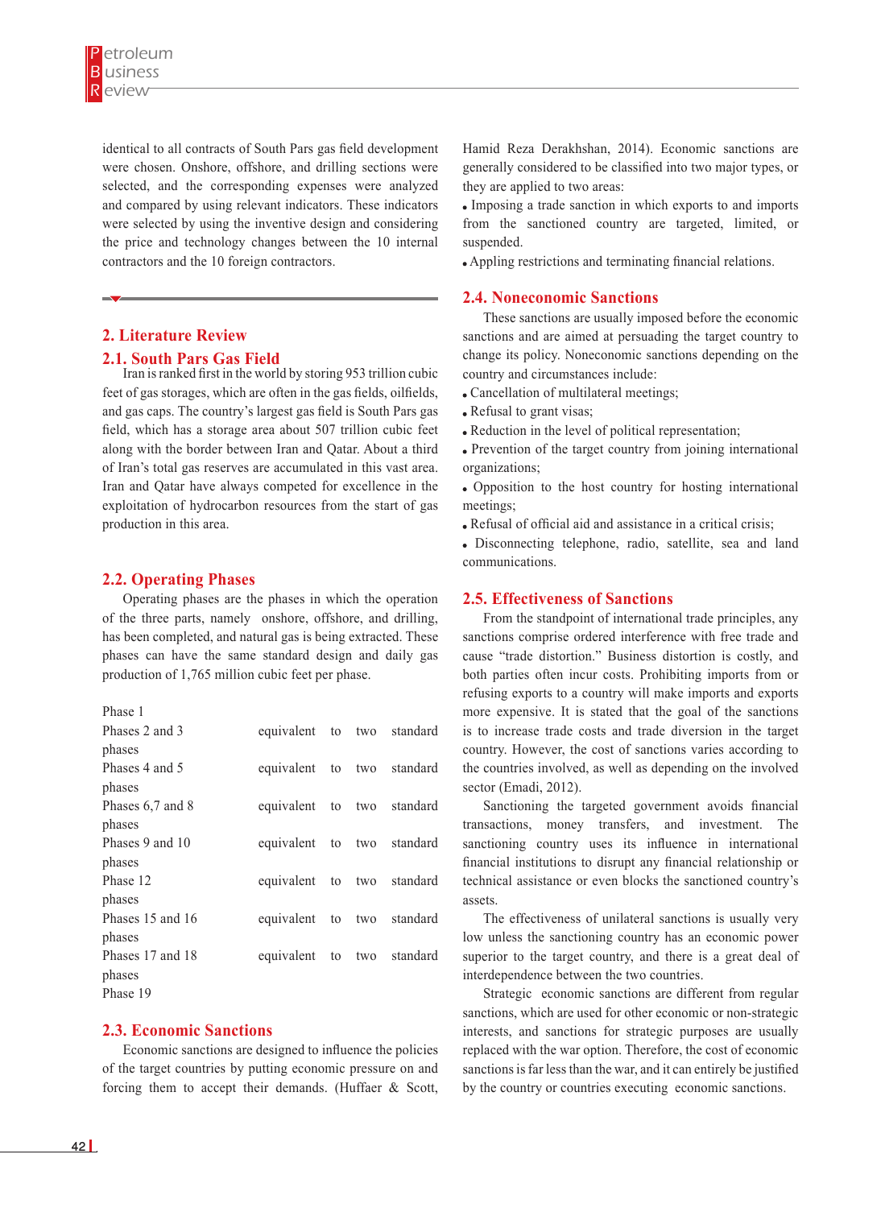identical to all contracts of South Pars gas field development were chosen. Onshore, offshore, and drilling sections were selected, and the corresponding expenses were analyzed and compared by using relevant indicators. These indicators were selected by using the inventive design and considering the price and technology changes between the 10 internal contractors and the 10 foreign contractors.

## 2. Literature Review

### 2.1. South Pars Gas Field

Iran is ranked first in the world by storing 953 trillion cubic feet of gas storages, which are often in the gas fields, oilfields, and gas caps. The country's largest gas field is South Pars gas field, which has a storage area about 507 trillion cubic feet along with the border between Iran and Qatar. About a third of Iran's total gas reserves are accumulated in this vast area. Iran and Qatar have always competed for excellence in the exploitation of hydrocarbon resources from the start of gas production in this area.

### 2.2. Operating Phases

Operating phases are the phases in which the operation of the three parts, namely onshore, offshore, and drilling, has been completed, and natural gas is being extracted. These phases can have the same standard design and daily gas production of 1,765 million cubic feet per phase.

Phase 1
Phases 2 and 3 equivalent to two standard phases
Phases 4 and 5 equivalent to two standard phases
Phases 6,7 and 8 equivalent to two standard phases
Phases 9 and 10 equivalent to two standard phases
Phase 12 equivalent to two standard phases
Phases 15 and 16 equivalent to two standard phases
Phases 17 and 18 equivalent to two standard phases
Phase 19

### 2.3. Economic Sanctions

Economic sanctions are designed to influence the policies of the target countries by putting economic pressure on and forcing them to accept their demands. (Huffaer & Scott, Hamid Reza Derakhshan, 2014). Economic sanctions are generally considered to be classified into two major types, or they are applied to two areas:

- Imposing a trade sanction in which exports to and imports from the sanctioned country are targeted, limited, or suspended.
- Appling restrictions and terminating financial relations.

### 2.4. Noneconomic Sanctions

These sanctions are usually imposed before the economic sanctions and are aimed at persuading the target country to change its policy. Noneconomic sanctions depending on the country and circumstances include:

- Cancellation of multilateral meetings;
- Refusal to grant visas;
- Reduction in the level of political representation;
- Prevention of the target country from joining international organizations;
- Opposition to the host country for hosting international meetings;
- Refusal of official aid and assistance in a critical crisis;
- Disconnecting telephone, radio, satellite, sea and land communications.

### 2.5. Effectiveness of Sanctions

From the standpoint of international trade principles, any sanctions comprise ordered interference with free trade and cause "trade distortion." Business distortion is costly, and both parties often incur costs. Prohibiting imports from or refusing exports to a country will make imports and exports more expensive. It is stated that the goal of the sanctions is to increase trade costs and trade diversion in the target country. However, the cost of sanctions varies according to the countries involved, as well as depending on the involved sector (Emadi, 2012).

Sanctioning the targeted government avoids financial transactions, money transfers, and investment. The sanctioning country uses its influence in international financial institutions to disrupt any financial relationship or technical assistance or even blocks the sanctioned country's assets.

The effectiveness of unilateral sanctions is usually very low unless the sanctioning country has an economic power superior to the target country, and there is a great deal of interdependence between the two countries.

Strategic economic sanctions are different from regular sanctions, which are used for other economic or non-strategic interests, and sanctions for strategic purposes are usually replaced with the war option. Therefore, the cost of economic sanctions is far less than the war, and it can entirely be justified by the country or countries executing economic sanctions.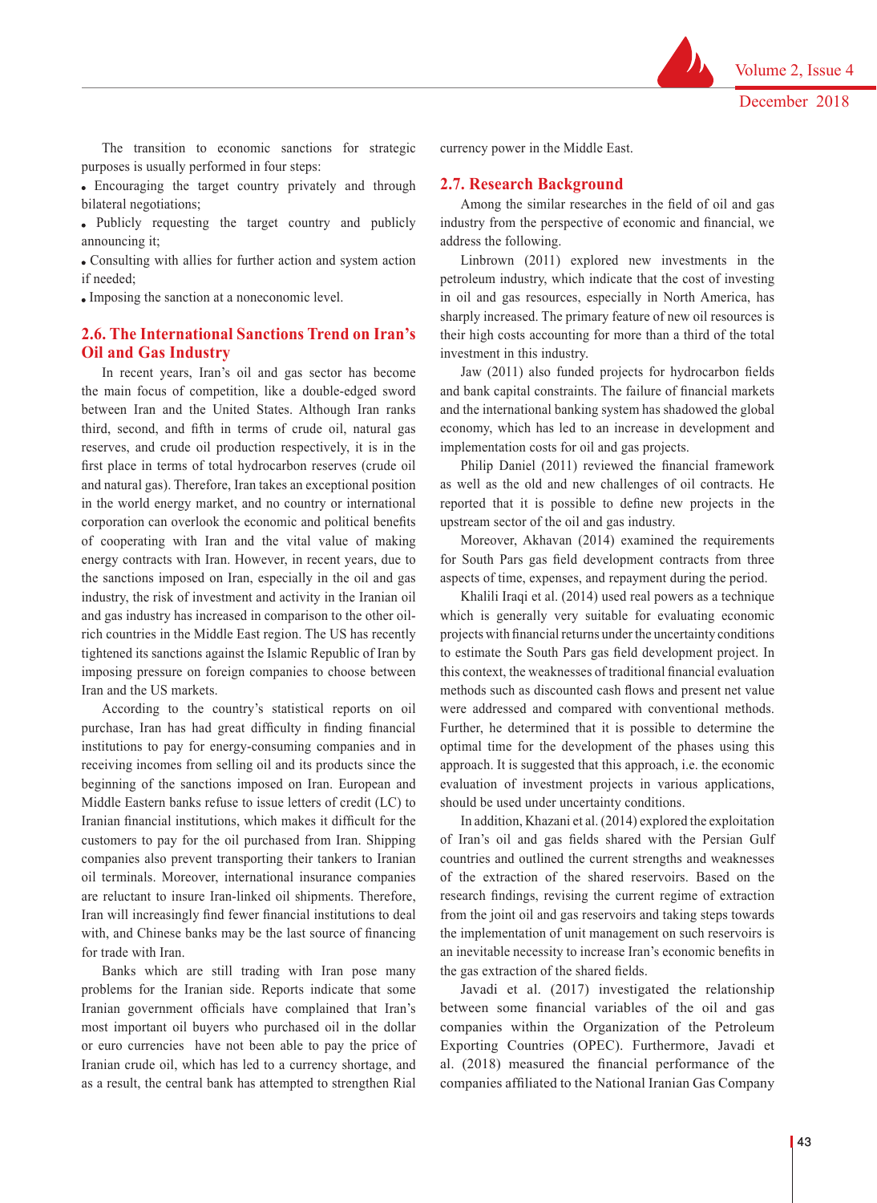The transition to economic sanctions for strategic purposes is usually performed in four steps:

- Encouraging the target country privately and through bilateral negotiations;
- Publicly requesting the target country and publicly announcing it;
- Consulting with allies for further action and system action if needed;
- Imposing the sanction at a noneconomic level.

## 2.6. The International Sanctions Trend on Iran's Oil and Gas Industry

In recent years, Iran's oil and gas sector has become the main focus of competition, like a double-edged sword between Iran and the United States. Although Iran ranks third, second, and fifth in terms of crude oil, natural gas reserves, and crude oil production respectively, it is in the first place in terms of total hydrocarbon reserves (crude oil and natural gas). Therefore, Iran takes an exceptional position in the world energy market, and no country or international corporation can overlook the economic and political benefits of cooperating with Iran and the vital value of making energy contracts with Iran. However, in recent years, due to the sanctions imposed on Iran, especially in the oil and gas industry, the risk of investment and activity in the Iranian oil and gas industry has increased in comparison to the other oil-rich countries in the Middle East region. The US has recently tightened its sanctions against the Islamic Republic of Iran by imposing pressure on foreign companies to choose between Iran and the US markets.

According to the country's statistical reports on oil purchase, Iran has had great difficulty in finding financial institutions to pay for energy-consuming companies and in receiving incomes from selling oil and its products since the beginning of the sanctions imposed on Iran. European and Middle Eastern banks refuse to issue letters of credit (LC) to Iranian financial institutions, which makes it difficult for the customers to pay for the oil purchased from Iran. Shipping companies also prevent transporting their tankers to Iranian oil terminals. Moreover, international insurance companies are reluctant to insure Iran-linked oil shipments. Therefore, Iran will increasingly find fewer financial institutions to deal with, and Chinese banks may be the last source of financing for trade with Iran.

Banks which are still trading with Iran pose many problems for the Iranian side. Reports indicate that some Iranian government officials have complained that Iran's most important oil buyers who purchased oil in the dollar or euro currencies have not been able to pay the price of Iranian crude oil, which has led to a currency shortage, and as a result, the central bank has attempted to strengthen Rial currency power in the Middle East.

## 2.7. Research Background

Among the similar researches in the field of oil and gas industry from the perspective of economic and financial, we address the following.

Linbrown (2011) explored new investments in the petroleum industry, which indicate that the cost of investing in oil and gas resources, especially in North America, has sharply increased. The primary feature of new oil resources is their high costs accounting for more than a third of the total investment in this industry.

Jaw (2011) also funded projects for hydrocarbon fields and bank capital constraints. The failure of financial markets and the international banking system has shadowed the global economy, which has led to an increase in development and implementation costs for oil and gas projects.

Philip Daniel (2011) reviewed the financial framework as well as the old and new challenges of oil contracts. He reported that it is possible to define new projects in the upstream sector of the oil and gas industry.

Moreover, Akhavan (2014) examined the requirements for South Pars gas field development contracts from three aspects of time, expenses, and repayment during the period.

Khalili Iraqi et al. (2014) used real powers as a technique which is generally very suitable for evaluating economic projects with financial returns under the uncertainty conditions to estimate the South Pars gas field development project. In this context, the weaknesses of traditional financial evaluation methods such as discounted cash flows and present net value were addressed and compared with conventional methods. Further, he determined that it is possible to determine the optimal time for the development of the phases using this approach. It is suggested that this approach, i.e. the economic evaluation of investment projects in various applications, should be used under uncertainty conditions.

In addition, Khazani et al. (2014) explored the exploitation of Iran's oil and gas fields shared with the Persian Gulf countries and outlined the current strengths and weaknesses of the extraction of the shared reservoirs. Based on the research findings, revising the current regime of extraction from the joint oil and gas reservoirs and taking steps towards the implementation of unit management on such reservoirs is an inevitable necessity to increase Iran's economic benefits in the gas extraction of the shared fields.

Javadi et al. (2017) investigated the relationship between some financial variables of the oil and gas companies within the Organization of the Petroleum Exporting Countries (OPEC). Furthermore, Javadi et al. (2018) measured the financial performance of the companies affiliated to the National Iranian Gas Company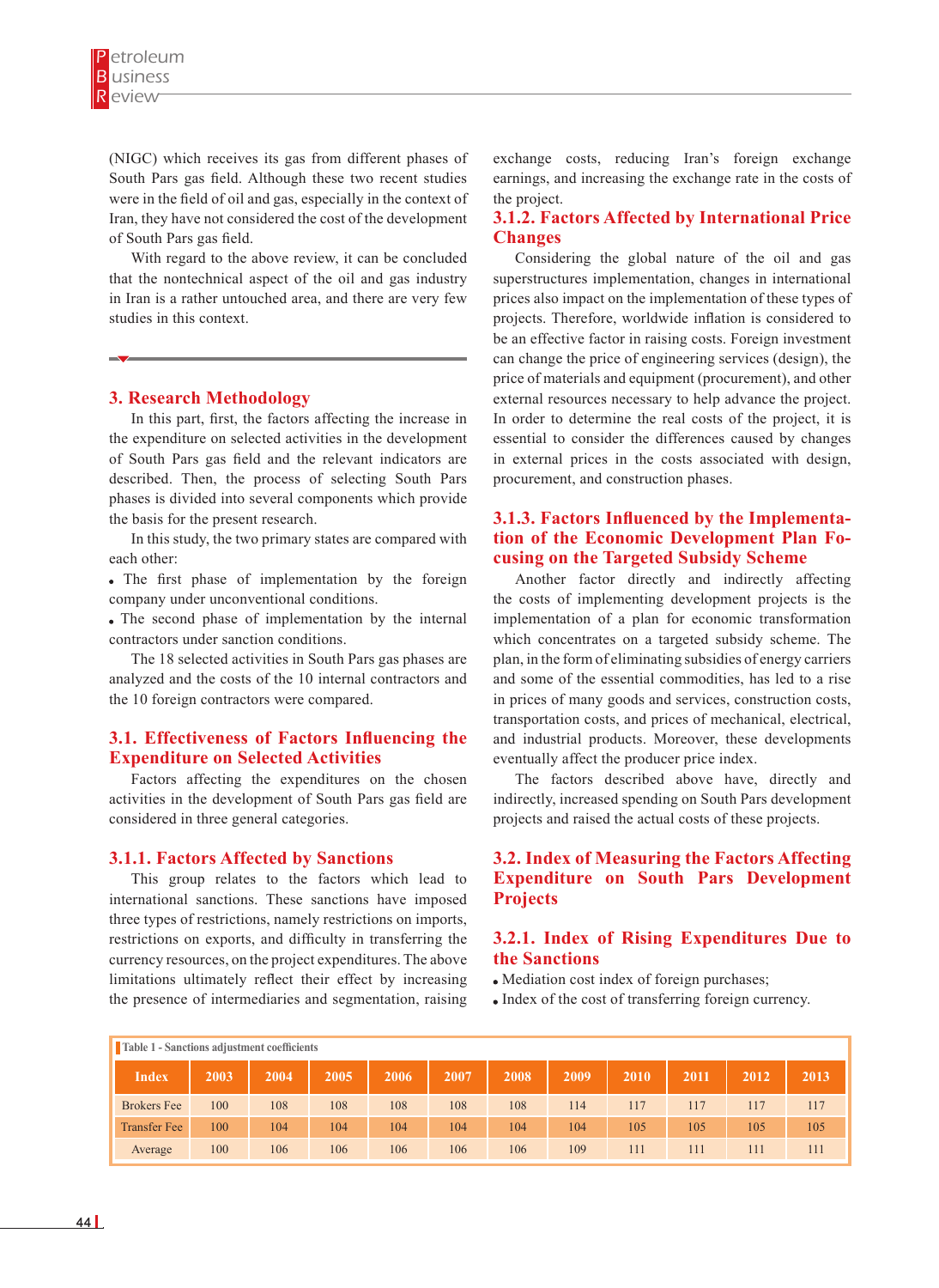(NIGC) which receives its gas from different phases of South Pars gas field. Although these two recent studies were in the field of oil and gas, especially in the context of Iran, they have not considered the cost of the development of South Pars gas field.

With regard to the above review, it can be concluded that the nontechnical aspect of the oil and gas industry in Iran is a rather untouched area, and there are very few studies in this context.

## 3. Research Methodology

In this part, first, the factors affecting the increase in the expenditure on selected activities in the development of South Pars gas field and the relevant indicators are described. Then, the process of selecting South Pars phases is divided into several components which provide the basis for the present research.

In this study, the two primary states are compared with each other:

- The first phase of implementation by the foreign company under unconventional conditions.
- The second phase of implementation by the internal contractors under sanction conditions.

The 18 selected activities in South Pars gas phases are analyzed and the costs of the 10 internal contractors and the 10 foreign contractors were compared.

### 3.1. Effectiveness of Factors Influencing the Expenditure on Selected Activities

Factors affecting the expenditures on the chosen activities in the development of South Pars gas field are considered in three general categories.

#### 3.1.1. Factors Affected by Sanctions

This group relates to the factors which lead to international sanctions. These sanctions have imposed three types of restrictions, namely restrictions on imports, restrictions on exports, and difficulty in transferring the currency resources, on the project expenditures. The above limitations ultimately reflect their effect by increasing the presence of intermediaries and segmentation, raising exchange costs, reducing Iran's foreign exchange earnings, and increasing the exchange rate in the costs of the project.

#### 3.1.2. Factors Affected by International Price Changes

Considering the global nature of the oil and gas superstructures implementation, changes in international prices also impact on the implementation of these types of projects. Therefore, worldwide inflation is considered to be an effective factor in raising costs. Foreign investment can change the price of engineering services (design), the price of materials and equipment (procurement), and other external resources necessary to help advance the project. In order to determine the real costs of the project, it is essential to consider the differences caused by changes in external prices in the costs associated with design, procurement, and construction phases.

#### 3.1.3. Factors Influenced by the Implementation of the Economic Development Plan Focusing on the Targeted Subsidy Scheme

Another factor directly and indirectly affecting the costs of implementing development projects is the implementation of a plan for economic transformation which concentrates on a targeted subsidy scheme. The plan, in the form of eliminating subsidies of energy carriers and some of the essential commodities, has led to a rise in prices of many goods and services, construction costs, transportation costs, and prices of mechanical, electrical, and industrial products. Moreover, these developments eventually affect the producer price index.

The factors described above have, directly and indirectly, increased spending on South Pars development projects and raised the actual costs of these projects.

### 3.2. Index of Measuring the Factors Affecting Expenditure on South Pars Development Projects

#### 3.2.1. Index of Rising Expenditures Due to the Sanctions

- Mediation cost index of foreign purchases;
- Index of the cost of transferring foreign currency.

Table 1 - Sanctions adjustment coefficients

| Index | 2003 | 2004 | 2005 | 2006 | 2007 | 2008 | 2009 | 2010 | 2011 | 2012 | 2013 |
|---|---|---|---|---|---|---|---|---|---|---|---|
| Brokers Fee | 100 | 108 | 108 | 108 | 108 | 108 | 114 | 117 | 117 | 117 | 117 |
| Transfer Fee | 100 | 104 | 104 | 104 | 104 | 104 | 104 | 105 | 105 | 105 | 105 |
| Average | 100 | 106 | 106 | 106 | 106 | 106 | 109 | 111 | 111 | 111 | 111 |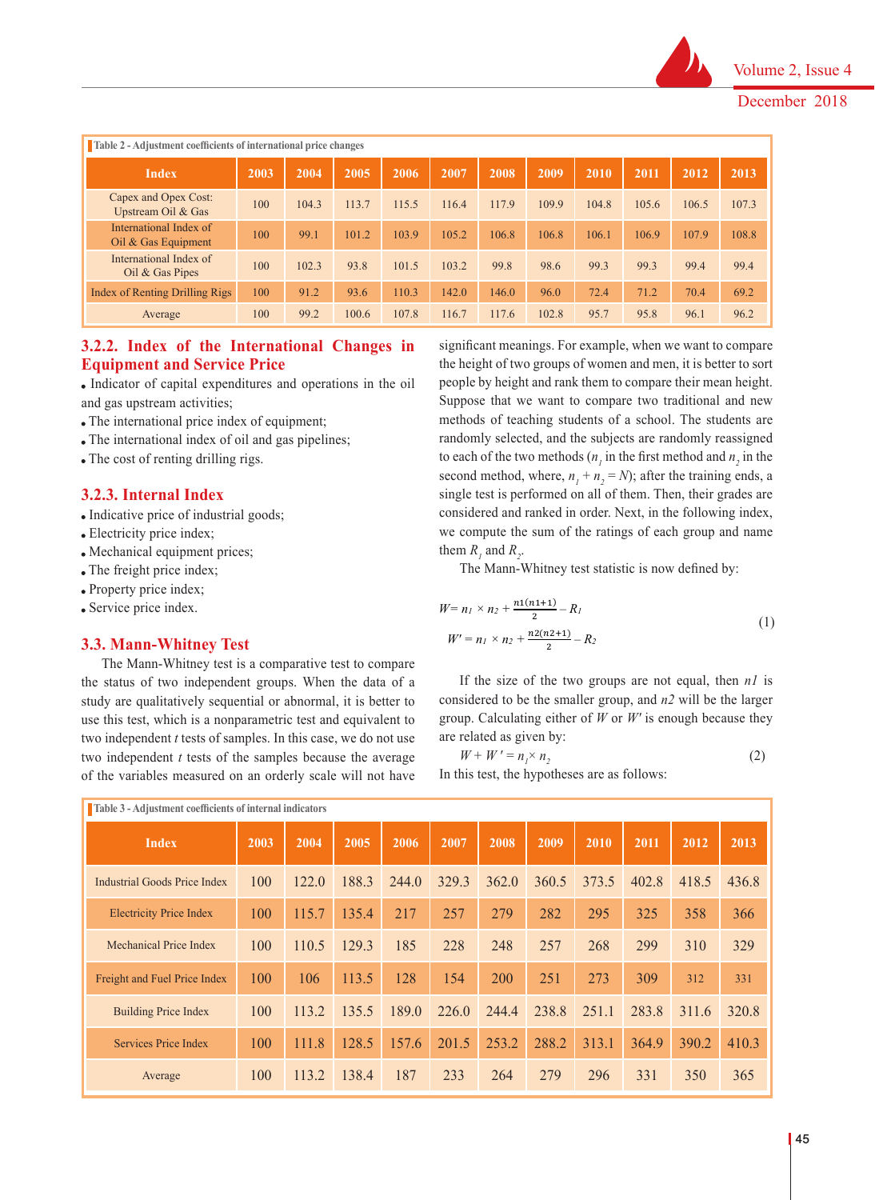Table 2 - Adjustment coefficients of international price changes

| Index | 2003 | 2004 | 2005 | 2006 | 2007 | 2008 | 2009 | 2010 | 2011 | 2012 | 2013 |
|---|---|---|---|---|---|---|---|---|---|---|---|
| Capex and Opex Cost: Upstream Oil & Gas | 100 | 104.3 | 113.7 | 115.5 | 116.4 | 117.9 | 109.9 | 104.8 | 105.6 | 106.5 | 107.3 |
| International Index of Oil & Gas Equipment | 100 | 99.1 | 101.2 | 103.9 | 105.2 | 106.8 | 106.8 | 106.1 | 106.9 | 107.9 | 108.8 |
| International Index of Oil & Gas Pipes | 100 | 102.3 | 93.8 | 101.5 | 103.2 | 99.8 | 98.6 | 99.3 | 99.3 | 99.4 | 99.4 |
| Index of Renting Drilling Rigs | 100 | 91.2 | 93.6 | 110.3 | 142.0 | 146.0 | 96.0 | 72.4 | 71.2 | 70.4 | 69.2 |
| Average | 100 | 99.2 | 100.6 | 107.8 | 116.7 | 117.6 | 102.8 | 95.7 | 95.8 | 96.1 | 96.2 |

### 3.2.2. Index of the International Changes in Equipment and Service Price

- Indicator of capital expenditures and operations in the oil and gas upstream activities;
- The international price index of equipment;
- The international index of oil and gas pipelines;
- The cost of renting drilling rigs.

### 3.2.3. Internal Index

- Indicative price of industrial goods;
- Electricity price index;
- Mechanical equipment prices;
- The freight price index;
- Property price index;
- Service price index.

## 3.3. Mann-Whitney Test

The Mann-Whitney test is a comparative test to compare the status of two independent groups. When the data of a study are qualitatively sequential or abnormal, it is better to use this test, which is a nonparametric test and equivalent to two independent *t* tests of samples. In this case, we do not use two independent *t* tests of the samples because the average of the variables measured on an orderly scale will not have significant meanings. For example, when we want to compare the height of two groups of women and men, it is better to sort people by height and rank them to compare their mean height. Suppose that we want to compare two traditional and new methods of teaching students of a school. The students are randomly selected, and the subjects are randomly reassigned to each of the two methods ($n_1$ in the first method and $n_2$ in the second method, where, $n_1 + n_2 = N$); after the training ends, a single test is performed on all of them. Then, their grades are considered and ranked in order. Next, in the following index, we compute the sum of the ratings of each group and name them $R_1$ and $R_2$.

The Mann-Whitney test statistic is now defined by:

$$W = n_1 \times n_2 + \frac{n1(n1+1)}{2} - R_1$$
$$W' = n_1 \times n_2 + \frac{n2(n2+1)}{2} - R_2 \tag{1}$$

If the size of the two groups are not equal, then *n1* is considered to be the smaller group, and *n2* will be the larger group. Calculating either of *W* or *W′* is enough because they are related as given by:

$$W + W' = n_1 \times n_2 \tag{2}$$

In this test, the hypotheses are as follows:

Table 3 - Adjustment coefficients of internal indicators

| Index | 2003 | 2004 | 2005 | 2006 | 2007 | 2008 | 2009 | 2010 | 2011 | 2012 | 2013 |
|---|---|---|---|---|---|---|---|---|---|---|---|
| Industrial Goods Price Index | 100 | 122.0 | 188.3 | 244.0 | 329.3 | 362.0 | 360.5 | 373.5 | 402.8 | 418.5 | 436.8 |
| Electricity Price Index | 100 | 115.7 | 135.4 | 217 | 257 | 279 | 282 | 295 | 325 | 358 | 366 |
| Mechanical Price Index | 100 | 110.5 | 129.3 | 185 | 228 | 248 | 257 | 268 | 299 | 310 | 329 |
| Freight and Fuel Price Index | 100 | 106 | 113.5 | 128 | 154 | 200 | 251 | 273 | 309 | 312 | 331 |
| Building Price Index | 100 | 113.2 | 135.5 | 189.0 | 226.0 | 244.4 | 238.8 | 251.1 | 283.8 | 311.6 | 320.8 |
| Services Price Index | 100 | 111.8 | 128.5 | 157.6 | 201.5 | 253.2 | 288.2 | 313.1 | 364.9 | 390.2 | 410.3 |
| Average | 100 | 113.2 | 138.4 | 187 | 233 | 264 | 279 | 296 | 331 | 350 | 365 |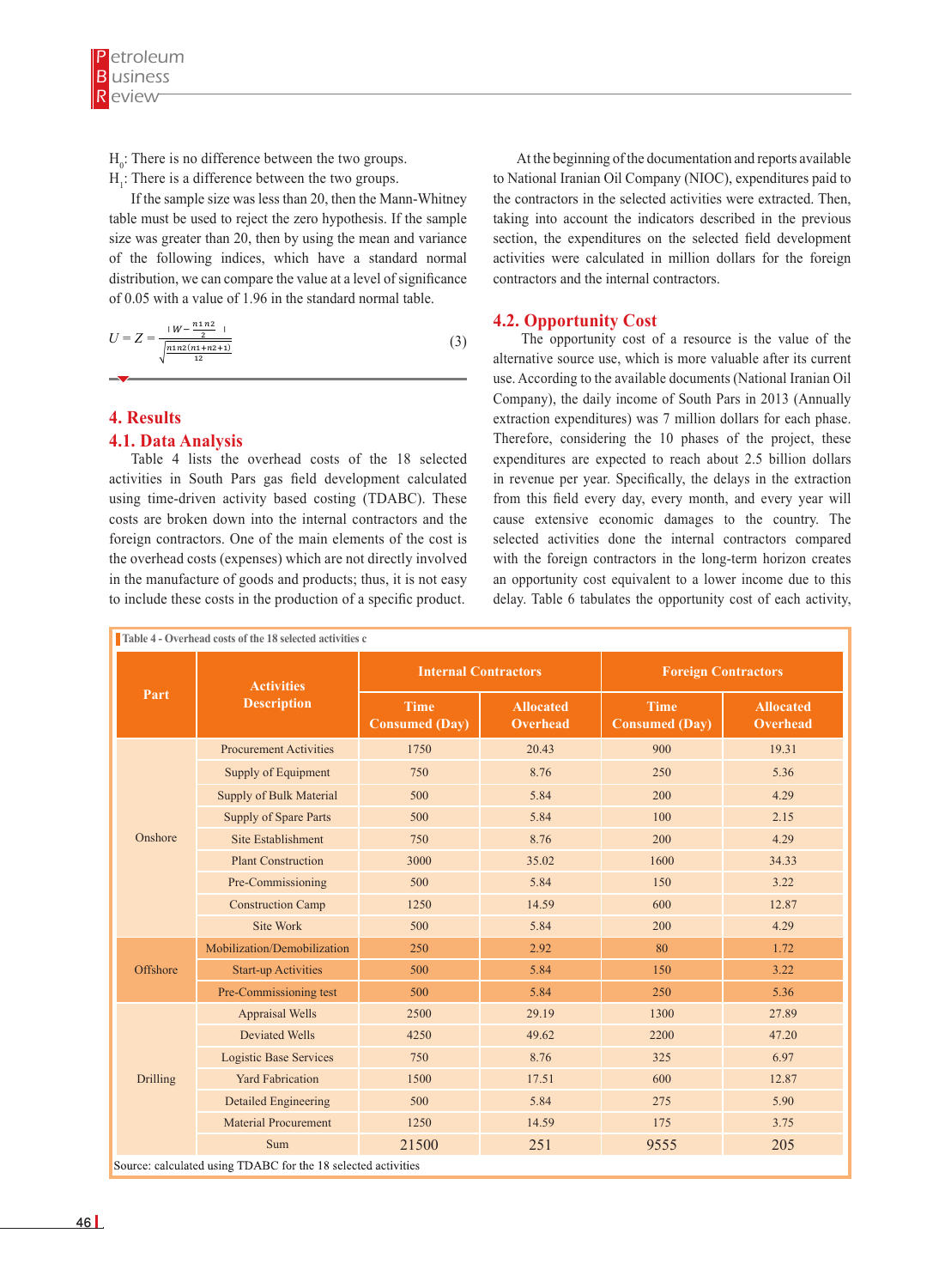$H_0$: There is no difference between the two groups.

$H_1$: There is a difference between the two groups.

If the sample size was less than 20, then the Mann-Whitney table must be used to reject the zero hypothesis. If the sample size was greater than 20, then by using the mean and variance of the following indices, which have a standard normal distribution, we can compare the value at a level of significance of 0.05 with a value of 1.96 in the standard normal table.

$$U = Z = \frac{\left| W - \frac{n_1 n_2}{2} \right|}{\sqrt{\frac{n_1 n_2 (n_1 + n_2 + 1)}{12}}} \tag{3}$$

# 4. Results

## 4.1. Data Analysis

Table 4 lists the overhead costs of the 18 selected activities in South Pars gas field development calculated using time-driven activity based costing (TDABC). These costs are broken down into the internal contractors and the foreign contractors. One of the main elements of the cost is the overhead costs (expenses) which are not directly involved in the manufacture of goods and products; thus, it is not easy to include these costs in the production of a specific product.

At the beginning of the documentation and reports available to National Iranian Oil Company (NIOC), expenditures paid to the contractors in the selected activities were extracted. Then, taking into account the indicators described in the previous section, the expenditures on the selected field development activities were calculated in million dollars for the foreign contractors and the internal contractors.

## 4.2. Opportunity Cost

The opportunity cost of a resource is the value of the alternative source use, which is more valuable after its current use. According to the available documents (National Iranian Oil Company), the daily income of South Pars in 2013 (Annually extraction expenditures) was 7 million dollars for each phase. Therefore, considering the 10 phases of the project, these expenditures are expected to reach about 2.5 billion dollars in revenue per year. Specifically, the delays in the extraction from this field every day, every month, and every year will cause extensive economic damages to the country. The selected activities done the internal contractors compared with the foreign contractors in the long-term horizon creates an opportunity cost equivalent to a lower income due to this delay. Table 6 tabulates the opportunity cost of each activity,

Table 4 - Overhead costs of the 18 selected activities c

| Part | Activities Description | Internal Contractors | | Foreign Contractors | |
|---|---|---|---|---|---|
| | | Time Consumed (Day) | Allocated Overhead | Time Consumed (Day) | Allocated Overhead |
| Onshore | Procurement Activities | 1750 | 20.43 | 900 | 19.31 |
| | Supply of Equipment | 750 | 8.76 | 250 | 5.36 |
| | Supply of Bulk Material | 500 | 5.84 | 200 | 4.29 |
| | Supply of Spare Parts | 500 | 5.84 | 100 | 2.15 |
| | Site Establishment | 750 | 8.76 | 200 | 4.29 |
| | Plant Construction | 3000 | 35.02 | 1600 | 34.33 |
| | Pre-Commissioning | 500 | 5.84 | 150 | 3.22 |
| | Construction Camp | 1250 | 14.59 | 600 | 12.87 |
| | Site Work | 500 | 5.84 | 200 | 4.29 |
| Offshore | Mobilization/Demobilization | 250 | 2.92 | 80 | 1.72 |
| | Start-up Activities | 500 | 5.84 | 150 | 3.22 |
| | Pre-Commissioning test | 500 | 5.84 | 250 | 5.36 |
| Drilling | Appraisal Wells | 2500 | 29.19 | 1300 | 27.89 |
| | Deviated Wells | 4250 | 49.62 | 2200 | 47.20 |
| | Logistic Base Services | 750 | 8.76 | 325 | 6.97 |
| | Yard Fabrication | 1500 | 17.51 | 600 | 12.87 |
| | Detailed Engineering | 500 | 5.84 | 275 | 5.90 |
| | Material Procurement | 1250 | 14.59 | 175 | 3.75 |
| | Sum | 21500 | 251 | 9555 | 205 |

Source: calculated using TDABC for the 18 selected activities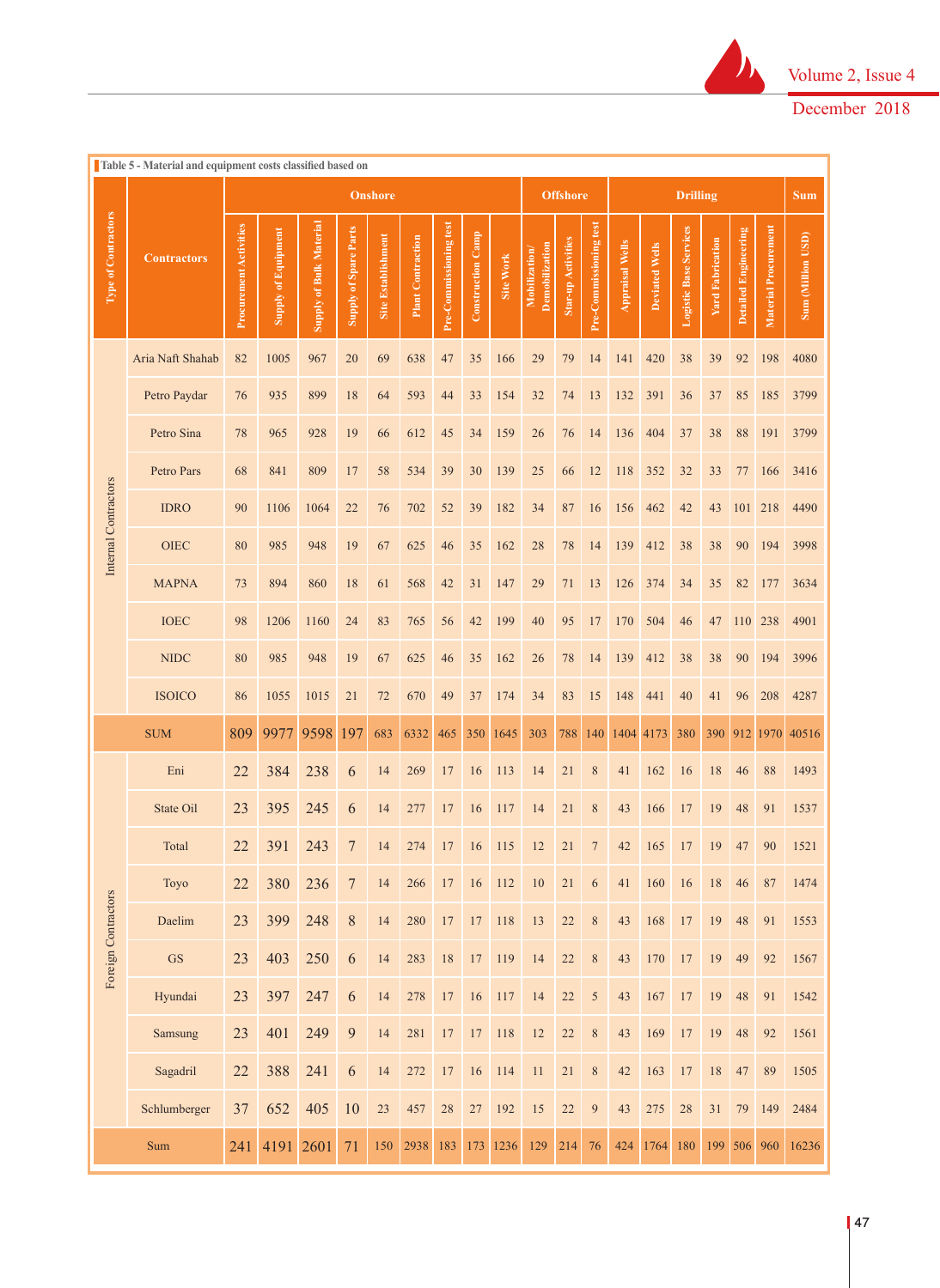Table 5 - Material and equipment costs classified based on

| Type of Contractors | Contractors | Onshore | | | | | | | | | Offshore | | | Drilling | | | | | | Sum |
|---|---|---|---|---|---|---|---|---|---|---|---|---|---|---|---|---|---|---|---|---|
| | | Procurement Activities | Supply of Equipment | Supply of Bulk Material | Supply of Spare Parts | Site Establishment | Plant Contraction | Pre-Commissioning test | Construction Camp | Site Work | Mobilization/ Demobilization | Star-up Activities | Pre-Commissioning test | Appraisal Wells | Deviated Wells | Logistic Base Services | Yard Fabrication | Detailed Engineering | Material Procurement | Sum (Million USD) |
| Internal Contractors | Aria Naft Shahab | 82 | 1005 | 967 | 20 | 69 | 638 | 47 | 35 | 166 | 29 | 79 | 14 | 141 | 420 | 38 | 39 | 92 | 198 | 4080 |
| | Petro Paydar | 76 | 935 | 899 | 18 | 64 | 593 | 44 | 33 | 154 | 32 | 74 | 13 | 132 | 391 | 36 | 37 | 85 | 185 | 3799 |
| | Petro Sina | 78 | 965 | 928 | 19 | 66 | 612 | 45 | 34 | 159 | 26 | 76 | 14 | 136 | 404 | 37 | 38 | 88 | 191 | 3799 |
| | Petro Pars | 68 | 841 | 809 | 17 | 58 | 534 | 39 | 30 | 139 | 25 | 66 | 12 | 118 | 352 | 32 | 33 | 77 | 166 | 3416 |
| | IDRO | 90 | 1106 | 1064 | 22 | 76 | 702 | 52 | 39 | 182 | 34 | 87 | 16 | 156 | 462 | 42 | 43 | 101 | 218 | 4490 |
| | OIEC | 80 | 985 | 948 | 19 | 67 | 625 | 46 | 35 | 162 | 28 | 78 | 14 | 139 | 412 | 38 | 38 | 90 | 194 | 3998 |
| | MAPNA | 73 | 894 | 860 | 18 | 61 | 568 | 42 | 31 | 147 | 29 | 71 | 13 | 126 | 374 | 34 | 35 | 82 | 177 | 3634 |
| | IOEC | 98 | 1206 | 1160 | 24 | 83 | 765 | 56 | 42 | 199 | 40 | 95 | 17 | 170 | 504 | 46 | 47 | 110 | 238 | 4901 |
| | NIDC | 80 | 985 | 948 | 19 | 67 | 625 | 46 | 35 | 162 | 26 | 78 | 14 | 139 | 412 | 38 | 38 | 90 | 194 | 3996 |
| | ISOICO | 86 | 1055 | 1015 | 21 | 72 | 670 | 49 | 37 | 174 | 34 | 83 | 15 | 148 | 441 | 40 | 41 | 96 | 208 | 4287 |
| SUM | | 809 | 9977 | 9598 | 197 | 683 | 6332 | 465 | 350 | 1645 | 303 | 788 | 140 | 1404 | 4173 | 380 | 390 | 912 | 1970 | 40516 |
| Foreign Contractors | Eni | 22 | 384 | 238 | 6 | 14 | 269 | 17 | 16 | 113 | 14 | 21 | 8 | 41 | 162 | 16 | 18 | 46 | 88 | 1493 |
| | State Oil | 23 | 395 | 245 | 6 | 14 | 277 | 17 | 16 | 117 | 14 | 21 | 8 | 43 | 166 | 17 | 19 | 48 | 91 | 1537 |
| | Total | 22 | 391 | 243 | 7 | 14 | 274 | 17 | 16 | 115 | 12 | 21 | 7 | 42 | 165 | 17 | 19 | 47 | 90 | 1521 |
| | Toyo | 22 | 380 | 236 | 7 | 14 | 266 | 17 | 16 | 112 | 10 | 21 | 6 | 41 | 160 | 16 | 18 | 46 | 87 | 1474 |
| | Daelim | 23 | 399 | 248 | 8 | 14 | 280 | 17 | 17 | 118 | 13 | 22 | 8 | 43 | 168 | 17 | 19 | 48 | 91 | 1553 |
| | GS | 23 | 403 | 250 | 6 | 14 | 283 | 18 | 17 | 119 | 14 | 22 | 8 | 43 | 170 | 17 | 19 | 49 | 92 | 1567 |
| | Hyundai | 23 | 397 | 247 | 6 | 14 | 278 | 17 | 16 | 117 | 14 | 22 | 5 | 43 | 167 | 17 | 19 | 48 | 91 | 1542 |
| | Samsung | 23 | 401 | 249 | 9 | 14 | 281 | 17 | 17 | 118 | 12 | 22 | 8 | 43 | 169 | 17 | 19 | 48 | 92 | 1561 |
| | Sagadril | 22 | 388 | 241 | 6 | 14 | 272 | 17 | 16 | 114 | 11 | 21 | 8 | 42 | 163 | 17 | 18 | 47 | 89 | 1505 |
| | Schlumberger | 37 | 652 | 405 | 10 | 23 | 457 | 28 | 27 | 192 | 15 | 22 | 9 | 43 | 275 | 28 | 31 | 79 | 149 | 2484 |
| Sum | | 241 | 4191 | 2601 | 71 | 150 | 2938 | 183 | 173 | 1236 | 129 | 214 | 76 | 424 | 1764 | 180 | 199 | 506 | 960 | 16236 |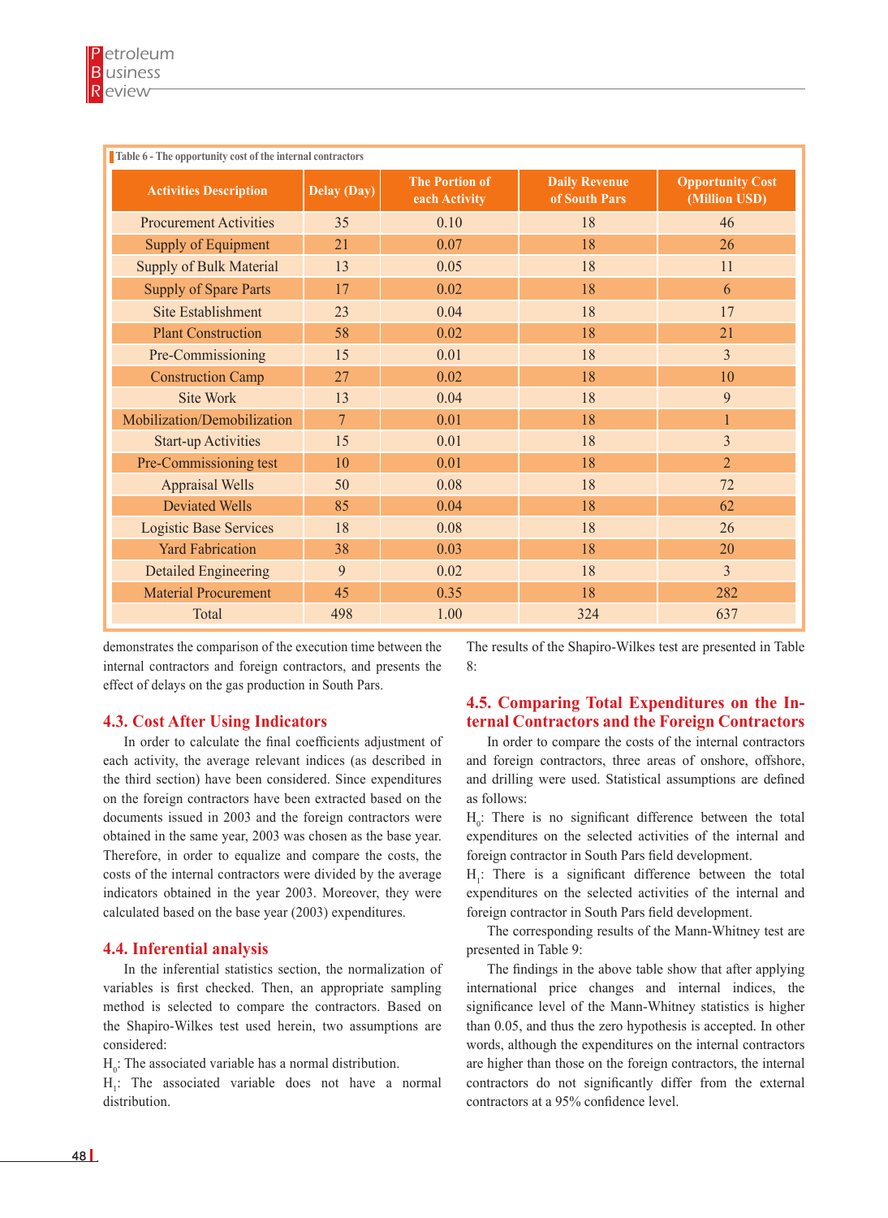Table 6 - The opportunity cost of the internal contractors

| Activities Description | Delay (Day) | The Portion of each Activity | Daily Revenue of South Pars | Opportunity Cost (Million USD) |
|---|---|---|---|---|
| Procurement Activities | 35 | 0.10 | 18 | 46 |
| Supply of Equipment | 21 | 0.07 | 18 | 26 |
| Supply of Bulk Material | 13 | 0.05 | 18 | 11 |
| Supply of Spare Parts | 17 | 0.02 | 18 | 6 |
| Site Establishment | 23 | 0.04 | 18 | 17 |
| Plant Construction | 58 | 0.02 | 18 | 21 |
| Pre-Commissioning | 15 | 0.01 | 18 | 3 |
| Construction Camp | 27 | 0.02 | 18 | 10 |
| Site Work | 13 | 0.04 | 18 | 9 |
| Mobilization/Demobilization | 7 | 0.01 | 18 | 1 |
| Start-up Activities | 15 | 0.01 | 18 | 3 |
| Pre-Commissioning test | 10 | 0.01 | 18 | 2 |
| Appraisal Wells | 50 | 0.08 | 18 | 72 |
| Deviated Wells | 85 | 0.04 | 18 | 62 |
| Logistic Base Services | 18 | 0.08 | 18 | 26 |
| Yard Fabrication | 38 | 0.03 | 18 | 20 |
| Detailed Engineering | 9 | 0.02 | 18 | 3 |
| Material Procurement | 45 | 0.35 | 18 | 282 |
| Total | 498 | 1.00 | 324 | 637 |

demonstrates the comparison of the execution time between the internal contractors and foreign contractors, and presents the effect of delays on the gas production in South Pars.

### 4.3. Cost After Using Indicators

In order to calculate the final coefficients adjustment of each activity, the average relevant indices (as described in the third section) have been considered. Since expenditures on the foreign contractors have been extracted based on the documents issued in 2003 and the foreign contractors were obtained in the same year, 2003 was chosen as the base year. Therefore, in order to equalize and compare the costs, the costs of the internal contractors were divided by the average indicators obtained in the year 2003. Moreover, they were calculated based on the base year (2003) expenditures.

### 4.4. Inferential analysis

In the inferential statistics section, the normalization of variables is first checked. Then, an appropriate sampling method is selected to compare the contractors. Based on the Shapiro-Wilkes test used herein, two assumptions are considered:

$H_0$: The associated variable has a normal distribution.

$H_1$: The associated variable does not have a normal distribution.

The results of the Shapiro-Wilkes test are presented in Table 8:

### 4.5. Comparing Total Expenditures on the Internal Contractors and the Foreign Contractors

In order to compare the costs of the internal contractors and foreign contractors, three areas of onshore, offshore, and drilling were used. Statistical assumptions are defined as follows:

$H_0$: There is no significant difference between the total expenditures on the selected activities of the internal and foreign contractor in South Pars field development.

$H_1$: There is a significant difference between the total expenditures on the selected activities of the internal and foreign contractor in South Pars field development.

The corresponding results of the Mann-Whitney test are presented in Table 9:

The findings in the above table show that after applying international price changes and internal indices, the significance level of the Mann-Whitney statistics is higher than 0.05, and thus the zero hypothesis is accepted. In other words, although the expenditures on the internal contractors are higher than those on the foreign contractors, the internal contractors do not significantly differ from the external contractors at a 95% confidence level.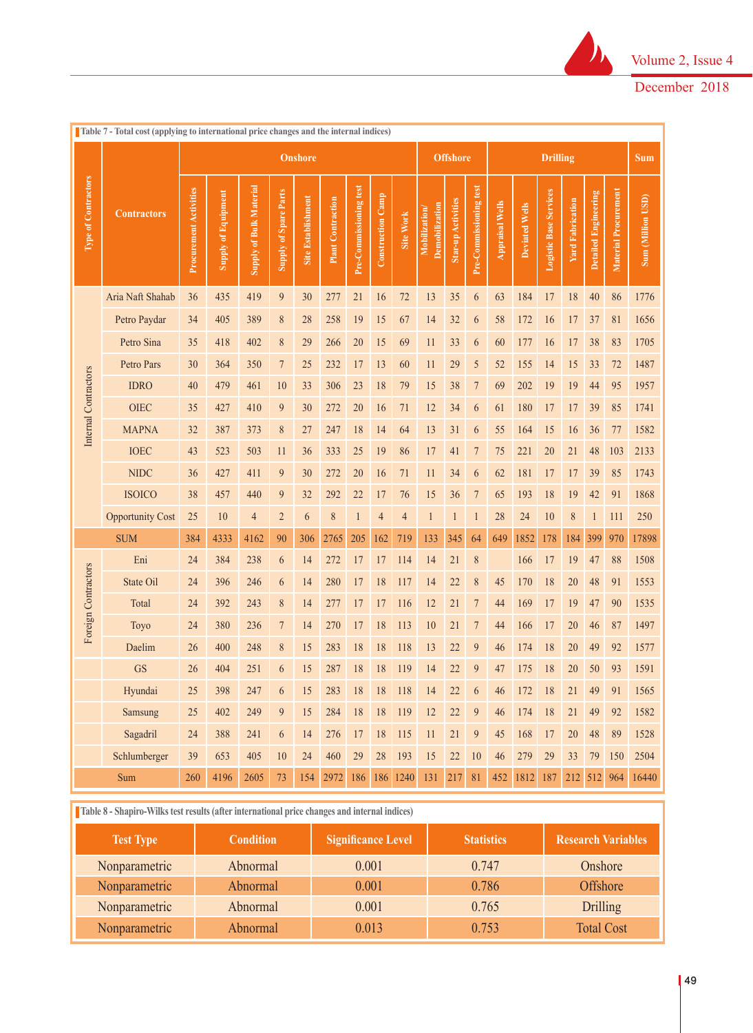Table 7 - Total cost (applying to international price changes and the internal indices)

| Type of Contractors | Contractors | Onshore | | | | | | | | | Offshore | | | Drilling | | | | | | Sum |
|---|---|---|---|---|---|---|---|---|---|---|---|---|---|---|---|---|---|---|---|---|
| | | Procurement Activities | Supply of Equipment | Supply of Bulk Material | Supply of Spare Parts | Site Establishment | Plant Contraction | Pre-Commissioning test | Construction Camp | Site Work | Mobilization/ Demobilization | Star-up Activities | Pre-Commissioning test | Appraisal Wells | Deviated Wells | Logistic Base Services | Yard Fabrication | Detailed Engineering | Material Procurement | Sum (Million USD) |
| Internal Contractors | Aria Naft Shahab | 36 | 435 | 419 | 9 | 30 | 277 | 21 | 16 | 72 | 13 | 35 | 6 | 63 | 184 | 17 | 18 | 40 | 86 | 1776 |
| | Petro Paydar | 34 | 405 | 389 | 8 | 28 | 258 | 19 | 15 | 67 | 14 | 32 | 6 | 58 | 172 | 16 | 17 | 37 | 81 | 1656 |
| | Petro Sina | 35 | 418 | 402 | 8 | 29 | 266 | 20 | 15 | 69 | 11 | 33 | 6 | 60 | 177 | 16 | 17 | 38 | 83 | 1705 |
| | Petro Pars | 30 | 364 | 350 | 7 | 25 | 232 | 17 | 13 | 60 | 11 | 29 | 5 | 52 | 155 | 14 | 15 | 33 | 72 | 1487 |
| | IDRO | 40 | 479 | 461 | 10 | 33 | 306 | 23 | 18 | 79 | 15 | 38 | 7 | 69 | 202 | 19 | 19 | 44 | 95 | 1957 |
| | OIEC | 35 | 427 | 410 | 9 | 30 | 272 | 20 | 16 | 71 | 12 | 34 | 6 | 61 | 180 | 17 | 17 | 39 | 85 | 1741 |
| | MAPNA | 32 | 387 | 373 | 8 | 27 | 247 | 18 | 14 | 64 | 13 | 31 | 6 | 55 | 164 | 15 | 16 | 36 | 77 | 1582 |
| | IOEC | 43 | 523 | 503 | 11 | 36 | 333 | 25 | 19 | 86 | 17 | 41 | 7 | 75 | 221 | 20 | 21 | 48 | 103 | 2133 |
| | NIDC | 36 | 427 | 411 | 9 | 30 | 272 | 20 | 16 | 71 | 11 | 34 | 6 | 62 | 181 | 17 | 17 | 39 | 85 | 1743 |
| | ISOICO | 38 | 457 | 440 | 9 | 32 | 292 | 22 | 17 | 76 | 15 | 36 | 7 | 65 | 193 | 18 | 19 | 42 | 91 | 1868 |
| | Opportunity Cost | 25 | 10 | 4 | 2 | 6 | 8 | 1 | 4 | 4 | 1 | 1 | 1 | 28 | 24 | 10 | 8 | 1 | 111 | 250 |
| SUM | | 384 | 4333 | 4162 | 90 | 306 | 2765 | 205 | 162 | 719 | 133 | 345 | 64 | 649 | 1852 | 178 | 184 | 399 | 970 | 17898 |
| Foreign Contractors | Eni | 24 | 384 | 238 | 6 | 14 | 272 | 17 | 17 | 114 | 14 | 21 | 8 | | 166 | 17 | 19 | 47 | 88 | 1508 |
| | State Oil | 24 | 396 | 246 | 6 | 14 | 280 | 17 | 18 | 117 | 14 | 22 | 8 | 45 | 170 | 18 | 20 | 48 | 91 | 1553 |
| | Total | 24 | 392 | 243 | 8 | 14 | 277 | 17 | 17 | 116 | 12 | 21 | 7 | 44 | 169 | 17 | 19 | 47 | 90 | 1535 |
| | Toyo | 24 | 380 | 236 | 7 | 14 | 270 | 17 | 18 | 113 | 10 | 21 | 7 | 44 | 166 | 17 | 20 | 46 | 87 | 1497 |
| | Daelim | 26 | 400 | 248 | 8 | 15 | 283 | 18 | 18 | 118 | 13 | 22 | 9 | 46 | 174 | 18 | 20 | 49 | 92 | 1577 |
| | GS | 26 | 404 | 251 | 6 | 15 | 287 | 18 | 18 | 119 | 14 | 22 | 9 | 47 | 175 | 18 | 20 | 50 | 93 | 1591 |
| | Hyundai | 25 | 398 | 247 | 6 | 15 | 283 | 18 | 18 | 118 | 14 | 22 | 6 | 46 | 172 | 18 | 21 | 49 | 91 | 1565 |
| | Samsung | 25 | 402 | 249 | 9 | 15 | 284 | 18 | 18 | 119 | 12 | 22 | 9 | 46 | 174 | 18 | 21 | 49 | 92 | 1582 |
| | Sagadril | 24 | 388 | 241 | 6 | 14 | 276 | 17 | 18 | 115 | 11 | 21 | 9 | 45 | 168 | 17 | 20 | 48 | 89 | 1528 |
| | Schlumberger | 39 | 653 | 405 | 10 | 24 | 460 | 29 | 28 | 193 | 15 | 22 | 10 | 46 | 279 | 29 | 33 | 79 | 150 | 2504 |
| Sum | | 260 | 4196 | 2605 | 73 | 154 | 2972 | 186 | 186 | 1240 | 131 | 217 | 81 | 452 | 1812 | 187 | 212 | 512 | 964 | 16440 |

Table 8 - Shapiro-Wilks test results (after international price changes and internal indices)

| Test Type | Condition | Significance Level | Statistics | Research Variables |
|---|---|---|---|---|
| Nonparametric | Abnormal | 0.001 | 0.747 | Onshore |
| Nonparametric | Abnormal | 0.001 | 0.786 | Offshore |
| Nonparametric | Abnormal | 0.001 | 0.765 | Drilling |
| Nonparametric | Abnormal | 0.013 | 0.753 | Total Cost |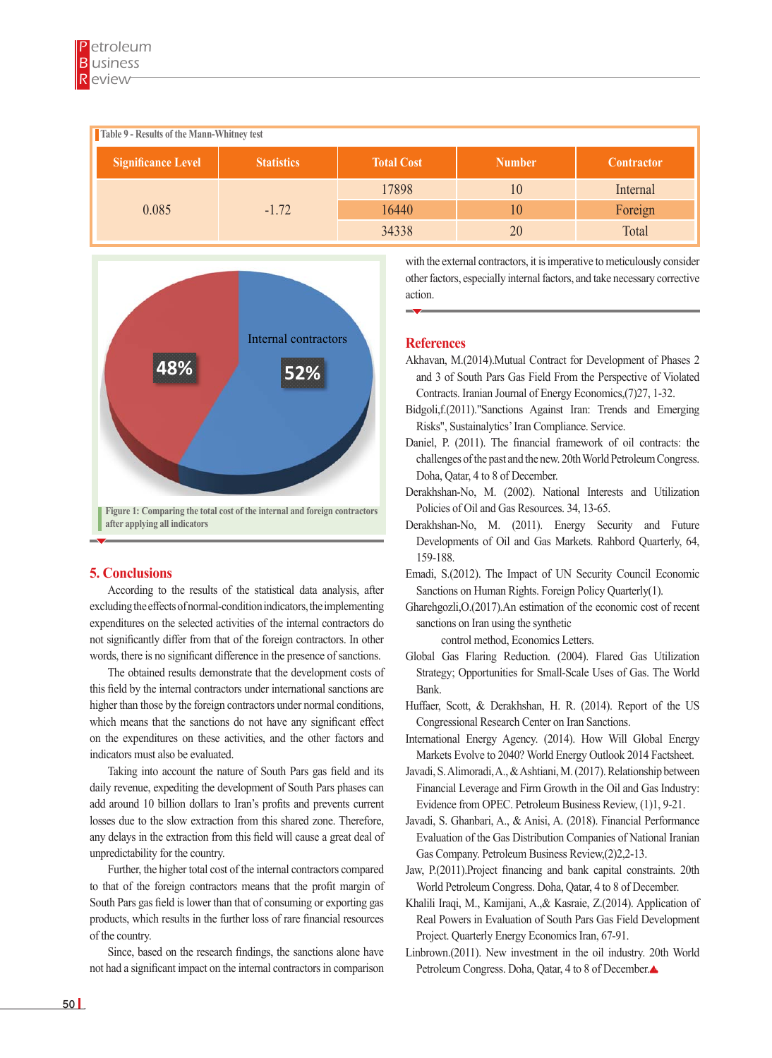Table 9 - Results of the Mann-Whitney test

| Significance Level | Statistics | Total Cost | Number | Contractor |
|---|---|---|---|---|
| 0.085 | -1.72 | 17898 | 10 | Internal |
| | | 16440 | 10 | Foreign |
| | | 34338 | 20 | Total |

Internal contractors

48%

52%

Figure 1: Comparing the total cost of the internal and foreign contractors after applying all indicators

## 5. Conclusions

According to the results of the statistical data analysis, after excluding the effects of normal-condition indicators, the implementing expenditures on the selected activities of the internal contractors do not significantly differ from that of the foreign contractors. In other words, there is no significant difference in the presence of sanctions.

The obtained results demonstrate that the development costs of this field by the internal contractors under international sanctions are higher than those by the foreign contractors under normal conditions, which means that the sanctions do not have any significant effect on the expenditures on these activities, and the other factors and indicators must also be evaluated.

Taking into account the nature of South Pars gas field and its daily revenue, expediting the development of South Pars phases can add around 10 billion dollars to Iran's profits and prevents current losses due to the slow extraction from this shared zone. Therefore, any delays in the extraction from this field will cause a great deal of unpredictability for the country.

Further, the higher total cost of the internal contractors compared to that of the foreign contractors means that the profit margin of South Pars gas field is lower than that of consuming or exporting gas products, which results in the further loss of rare financial resources of the country.

Since, based on the research findings, the sanctions alone have not had a significant impact on the internal contractors in comparison with the external contractors, it is imperative to meticulously consider other factors, especially internal factors, and take necessary corrective action.

## References

Akhavan, M.(2014).Mutual Contract for Development of Phases 2 and 3 of South Pars Gas Field From the Perspective of Violated Contracts. Iranian Journal of Energy Economics,(7)27, 1-32.

Bidgoli,f.(2011)."Sanctions Against Iran: Trends and Emerging Risks", Sustainalytics' Iran Compliance. Service.

Daniel, P. (2011). The financial framework of oil contracts: the challenges of the past and the new. 20th World Petroleum Congress. Doha, Qatar, 4 to 8 of December.

Derakhshan-No, M. (2002). National Interests and Utilization Policies of Oil and Gas Resources. 34, 13-65.

Derakhshan-No, M. (2011). Energy Security and Future Developments of Oil and Gas Markets. Rahbord Quarterly, 64, 159-188.

Emadi, S.(2012). The Impact of UN Security Council Economic Sanctions on Human Rights. Foreign Policy Quarterly(1).

Gharehgozli,O.(2017).An estimation of the economic cost of recent sanctions on Iran using the synthetic control method, Economics Letters.

Global Gas Flaring Reduction. (2004). Flared Gas Utilization Strategy; Opportunities for Small-Scale Uses of Gas. The World Bank.

Huffaer, Scott, & Derakhshan, H. R. (2014). Report of the US Congressional Research Center on Iran Sanctions.

International Energy Agency. (2014). How Will Global Energy Markets Evolve to 2040? World Energy Outlook 2014 Factsheet.

Javadi, S. Alimoradi, A., & Ashtiani, M. (2017). Relationship between Financial Leverage and Firm Growth in the Oil and Gas Industry: Evidence from OPEC. Petroleum Business Review, (1)1, 9-21.

Javadi, S. Ghanbari, A., & Anisi, A. (2018). Financial Performance Evaluation of the Gas Distribution Companies of National Iranian Gas Company. Petroleum Business Review,(2)2,2-13.

Jaw, P.(2011).Project financing and bank capital constraints. 20th World Petroleum Congress. Doha, Qatar, 4 to 8 of December.

Khalili Iraqi, M., Kamijani, A.,& Kasraie, Z.(2014). Application of Real Powers in Evaluation of South Pars Gas Field Development Project. Quarterly Energy Economics Iran, 67-91.

Linbrown.(2011). New investment in the oil industry. 20th World Petroleum Congress. Doha, Qatar, 4 to 8 of December.